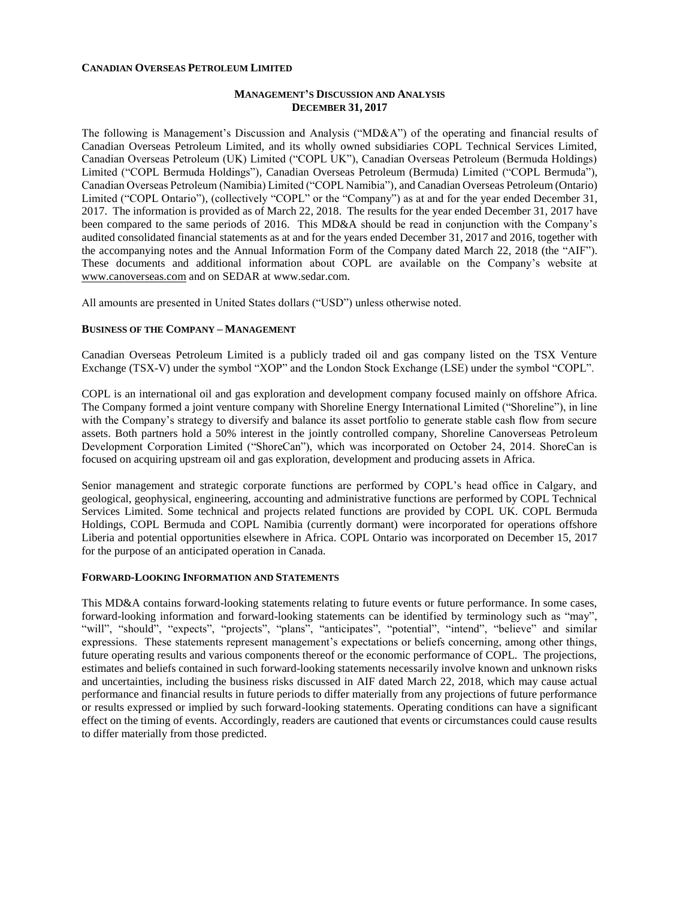**CANADIAN OVERSEAS PETROLEUM LIMITED**

# MANAGEMENT'S DISCUSSION AND ANALYSIS
## DECEMBER 31, 2017

The following is Management's Discussion and Analysis ("MD&A") of the operating and financial results of Canadian Overseas Petroleum Limited, and its wholly owned subsidiaries COPL Technical Services Limited, Canadian Overseas Petroleum (UK) Limited ("COPL UK"), Canadian Overseas Petroleum (Bermuda Holdings) Limited ("COPL Bermuda Holdings"), Canadian Overseas Petroleum (Bermuda) Limited ("COPL Bermuda"), Canadian Overseas Petroleum (Namibia) Limited ("COPL Namibia"), and Canadian Overseas Petroleum (Ontario) Limited ("COPL Ontario"), (collectively "COPL" or the "Company") as at and for the year ended December 31, 2017. The information is provided as of March 22, 2018. The results for the year ended December 31, 2017 have been compared to the same periods of 2016. This MD&A should be read in conjunction with the Company's audited consolidated financial statements as at and for the years ended December 31, 2017 and 2016, together with the accompanying notes and the Annual Information Form of the Company dated March 22, 2018 (the "AIF"). These documents and additional information about COPL are available on the Company's website at www.canoverseas.com and on SEDAR at www.sedar.com.

All amounts are presented in United States dollars ("USD") unless otherwise noted.

### BUSINESS OF THE COMPANY – MANAGEMENT

Canadian Overseas Petroleum Limited is a publicly traded oil and gas company listed on the TSX Venture Exchange (TSX-V) under the symbol "XOP" and the London Stock Exchange (LSE) under the symbol "COPL".

COPL is an international oil and gas exploration and development company focused mainly on offshore Africa. The Company formed a joint venture company with Shoreline Energy International Limited ("Shoreline"), in line with the Company's strategy to diversify and balance its asset portfolio to generate stable cash flow from secure assets. Both partners hold a 50% interest in the jointly controlled company, Shoreline Canoverseas Petroleum Development Corporation Limited ("ShoreCan"), which was incorporated on October 24, 2014. ShoreCan is focused on acquiring upstream oil and gas exploration, development and producing assets in Africa.

Senior management and strategic corporate functions are performed by COPL's head office in Calgary, and geological, geophysical, engineering, accounting and administrative functions are performed by COPL Technical Services Limited. Some technical and projects related functions are provided by COPL UK. COPL Bermuda Holdings, COPL Bermuda and COPL Namibia (currently dormant) were incorporated for operations offshore Liberia and potential opportunities elsewhere in Africa. COPL Ontario was incorporated on December 15, 2017 for the purpose of an anticipated operation in Canada.

### FORWARD-LOOKING INFORMATION AND STATEMENTS

This MD&A contains forward-looking statements relating to future events or future performance. In some cases, forward-looking information and forward-looking statements can be identified by terminology such as "may", "will", "should", "expects", "projects", "plans", "anticipates", "potential", "intend", "believe" and similar expressions. These statements represent management's expectations or beliefs concerning, among other things, future operating results and various components thereof or the economic performance of COPL. The projections, estimates and beliefs contained in such forward-looking statements necessarily involve known and unknown risks and uncertainties, including the business risks discussed in AIF dated March 22, 2018, which may cause actual performance and financial results in future periods to differ materially from any projections of future performance or results expressed or implied by such forward-looking statements. Operating conditions can have a significant effect on the timing of events. Accordingly, readers are cautioned that events or circumstances could cause results to differ materially from those predicted.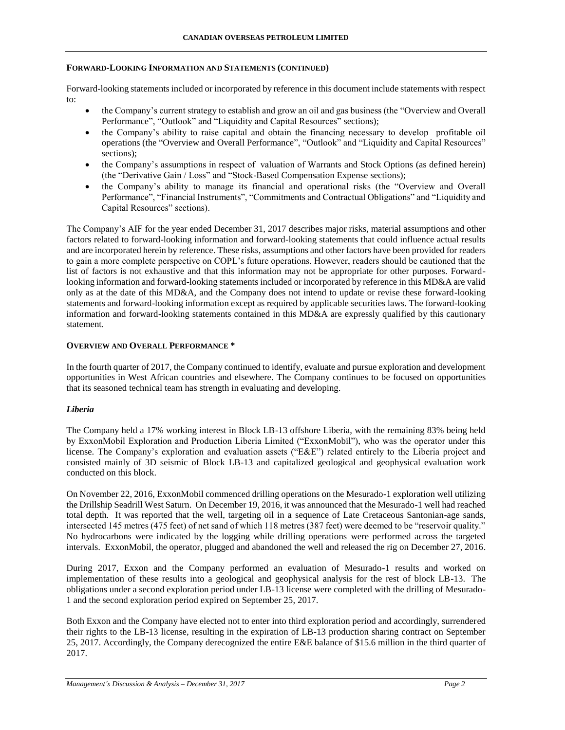## FORWARD-LOOKING INFORMATION AND STATEMENTS (CONTINUED)

Forward-looking statements included or incorporated by reference in this document include statements with respect to:

- the Company's current strategy to establish and grow an oil and gas business (the "Overview and Overall Performance", "Outlook" and "Liquidity and Capital Resources" sections);
- the Company's ability to raise capital and obtain the financing necessary to develop profitable oil operations (the "Overview and Overall Performance", "Outlook" and "Liquidity and Capital Resources" sections);
- the Company's assumptions in respect of valuation of Warrants and Stock Options (as defined herein) (the "Derivative Gain / Loss" and "Stock-Based Compensation Expense sections);
- the Company's ability to manage its financial and operational risks (the "Overview and Overall Performance", "Financial Instruments", "Commitments and Contractual Obligations" and "Liquidity and Capital Resources" sections).

The Company's AIF for the year ended December 31, 2017 describes major risks, material assumptions and other factors related to forward-looking information and forward-looking statements that could influence actual results and are incorporated herein by reference. These risks, assumptions and other factors have been provided for readers to gain a more complete perspective on COPL's future operations. However, readers should be cautioned that the list of factors is not exhaustive and that this information may not be appropriate for other purposes. Forward-looking information and forward-looking statements included or incorporated by reference in this MD&A are valid only as at the date of this MD&A, and the Company does not intend to update or revise these forward-looking statements and forward-looking information except as required by applicable securities laws. The forward-looking information and forward-looking statements contained in this MD&A are expressly qualified by this cautionary statement.

## OVERVIEW AND OVERALL PERFORMANCE *

In the fourth quarter of 2017, the Company continued to identify, evaluate and pursue exploration and development opportunities in West African countries and elsewhere. The Company continues to be focused on opportunities that its seasoned technical team has strength in evaluating and developing.

### *Liberia*

The Company held a 17% working interest in Block LB-13 offshore Liberia, with the remaining 83% being held by ExxonMobil Exploration and Production Liberia Limited ("ExxonMobil"), who was the operator under this license. The Company's exploration and evaluation assets ("E&E") related entirely to the Liberia project and consisted mainly of 3D seismic of Block LB-13 and capitalized geological and geophysical evaluation work conducted on this block.

On November 22, 2016, ExxonMobil commenced drilling operations on the Mesurado-1 exploration well utilizing the Drillship Seadrill West Saturn. On December 19, 2016, it was announced that the Mesurado-1 well had reached total depth. It was reported that the well, targeting oil in a sequence of Late Cretaceous Santonian-age sands, intersected 145 metres (475 feet) of net sand of which 118 metres (387 feet) were deemed to be "reservoir quality." No hydrocarbons were indicated by the logging while drilling operations were performed across the targeted intervals. ExxonMobil, the operator, plugged and abandoned the well and released the rig on December 27, 2016.

During 2017, Exxon and the Company performed an evaluation of Mesurado-1 results and worked on implementation of these results into a geological and geophysical analysis for the rest of block LB-13. The obligations under a second exploration period under LB-13 license were completed with the drilling of Mesurado-1 and the second exploration period expired on September 25, 2017.

Both Exxon and the Company have elected not to enter into third exploration period and accordingly, surrendered their rights to the LB-13 license, resulting in the expiration of LB-13 production sharing contract on September 25, 2017. Accordingly, the Company derecognized the entire E&E balance of $15.6 million in the third quarter of 2017.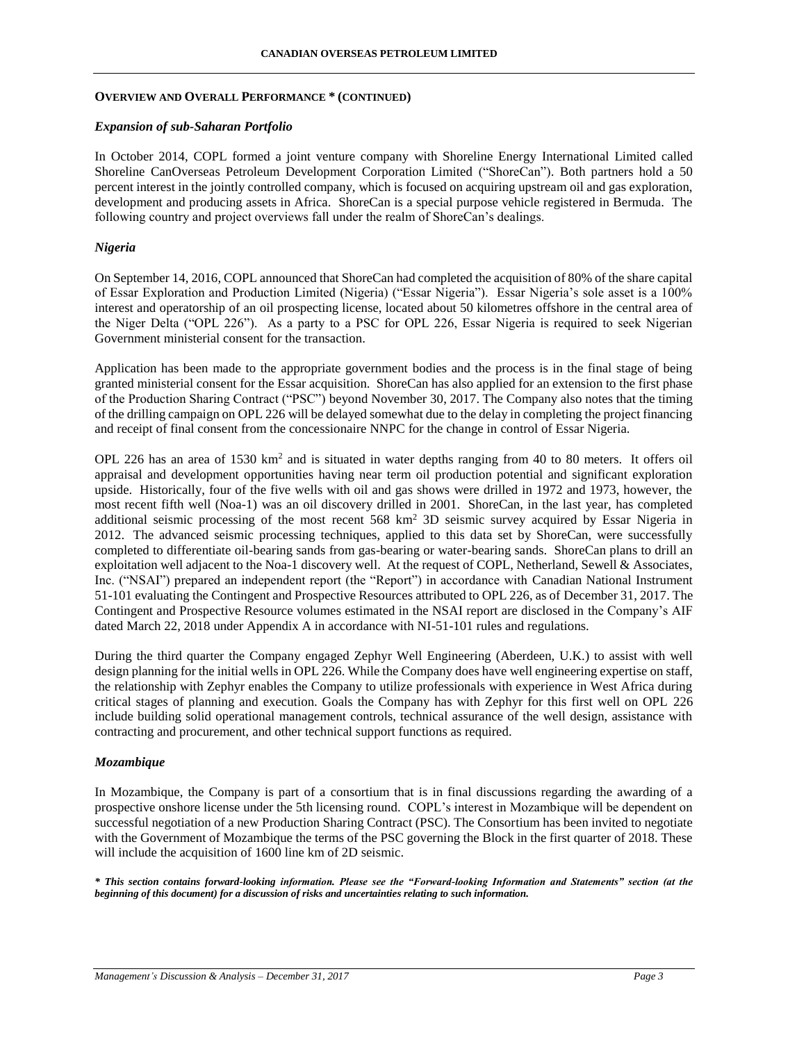**OVERVIEW AND OVERALL PERFORMANCE * (CONTINUED)**

***Expansion of sub-Saharan Portfolio***

In October 2014, COPL formed a joint venture company with Shoreline Energy International Limited called Shoreline CanOverseas Petroleum Development Corporation Limited ("ShoreCan"). Both partners hold a 50 percent interest in the jointly controlled company, which is focused on acquiring upstream oil and gas exploration, development and producing assets in Africa. ShoreCan is a special purpose vehicle registered in Bermuda. The following country and project overviews fall under the realm of ShoreCan's dealings.

***Nigeria***

On September 14, 2016, COPL announced that ShoreCan had completed the acquisition of 80% of the share capital of Essar Exploration and Production Limited (Nigeria) ("Essar Nigeria"). Essar Nigeria's sole asset is a 100% interest and operatorship of an oil prospecting license, located about 50 kilometres offshore in the central area of the Niger Delta ("OPL 226"). As a party to a PSC for OPL 226, Essar Nigeria is required to seek Nigerian Government ministerial consent for the transaction.

Application has been made to the appropriate government bodies and the process is in the final stage of being granted ministerial consent for the Essar acquisition. ShoreCan has also applied for an extension to the first phase of the Production Sharing Contract ("PSC") beyond November 30, 2017. The Company also notes that the timing of the drilling campaign on OPL 226 will be delayed somewhat due to the delay in completing the project financing and receipt of final consent from the concessionaire NNPC for the change in control of Essar Nigeria.

OPL 226 has an area of 1530 km$^2$ and is situated in water depths ranging from 40 to 80 meters. It offers oil appraisal and development opportunities having near term oil production potential and significant exploration upside. Historically, four of the five wells with oil and gas shows were drilled in 1972 and 1973, however, the most recent fifth well (Noa-1) was an oil discovery drilled in 2001. ShoreCan, in the last year, has completed additional seismic processing of the most recent 568 km$^2$ 3D seismic survey acquired by Essar Nigeria in 2012. The advanced seismic processing techniques, applied to this data set by ShoreCan, were successfully completed to differentiate oil-bearing sands from gas-bearing or water-bearing sands. ShoreCan plans to drill an exploitation well adjacent to the Noa-1 discovery well. At the request of COPL, Netherland, Sewell & Associates, Inc. ("NSAI") prepared an independent report (the "Report") in accordance with Canadian National Instrument 51-101 evaluating the Contingent and Prospective Resources attributed to OPL 226, as of December 31, 2017. The Contingent and Prospective Resource volumes estimated in the NSAI report are disclosed in the Company's AIF dated March 22, 2018 under Appendix A in accordance with NI-51-101 rules and regulations.

During the third quarter the Company engaged Zephyr Well Engineering (Aberdeen, U.K.) to assist with well design planning for the initial wells in OPL 226. While the Company does have well engineering expertise on staff, the relationship with Zephyr enables the Company to utilize professionals with experience in West Africa during critical stages of planning and execution. Goals the Company has with Zephyr for this first well on OPL 226 include building solid operational management controls, technical assurance of the well design, assistance with contracting and procurement, and other technical support functions as required.

***Mozambique***

In Mozambique, the Company is part of a consortium that is in final discussions regarding the awarding of a prospective onshore license under the 5th licensing round. COPL's interest in Mozambique will be dependent on successful negotiation of a new Production Sharing Contract (PSC). The Consortium has been invited to negotiate with the Government of Mozambique the terms of the PSC governing the Block in the first quarter of 2018. These will include the acquisition of 1600 line km of 2D seismic.

***\* This section contains forward-looking information. Please see the "Forward-looking Information and Statements" section (at the beginning of this document) for a discussion of risks and uncertainties relating to such information.***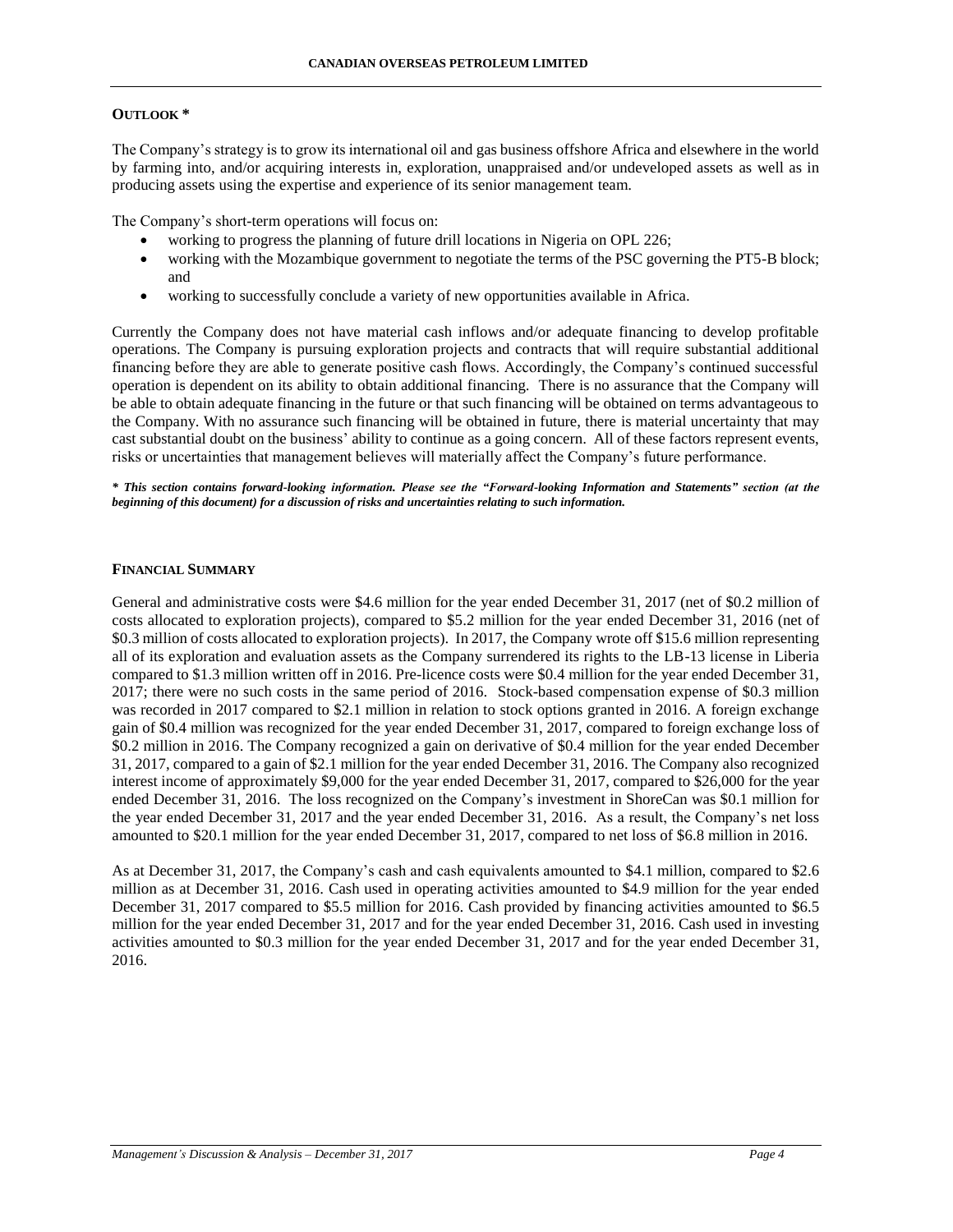## OUTLOOK *

The Company's strategy is to grow its international oil and gas business offshore Africa and elsewhere in the world by farming into, and/or acquiring interests in, exploration, unappraised and/or undeveloped assets as well as in producing assets using the expertise and experience of its senior management team.

The Company's short-term operations will focus on:

- working to progress the planning of future drill locations in Nigeria on OPL 226;
- working with the Mozambique government to negotiate the terms of the PSC governing the PT5-B block; and
- working to successfully conclude a variety of new opportunities available in Africa.

Currently the Company does not have material cash inflows and/or adequate financing to develop profitable operations. The Company is pursuing exploration projects and contracts that will require substantial additional financing before they are able to generate positive cash flows. Accordingly, the Company's continued successful operation is dependent on its ability to obtain additional financing. There is no assurance that the Company will be able to obtain adequate financing in the future or that such financing will be obtained on terms advantageous to the Company. With no assurance such financing will be obtained in future, there is material uncertainty that may cast substantial doubt on the business' ability to continue as a going concern. All of these factors represent events, risks or uncertainties that management believes will materially affect the Company's future performance.

***\* This section contains forward-looking information. Please see the "Forward-looking Information and Statements" section (at the beginning of this document) for a discussion of risks and uncertainties relating to such information.***

## FINANCIAL SUMMARY

General and administrative costs were \$4.6 million for the year ended December 31, 2017 (net of \$0.2 million of costs allocated to exploration projects), compared to \$5.2 million for the year ended December 31, 2016 (net of \$0.3 million of costs allocated to exploration projects). In 2017, the Company wrote off \$15.6 million representing all of its exploration and evaluation assets as the Company surrendered its rights to the LB-13 license in Liberia compared to \$1.3 million written off in 2016. Pre-licence costs were \$0.4 million for the year ended December 31, 2017; there were no such costs in the same period of 2016. Stock-based compensation expense of \$0.3 million was recorded in 2017 compared to \$2.1 million in relation to stock options granted in 2016. A foreign exchange gain of \$0.4 million was recognized for the year ended December 31, 2017, compared to foreign exchange loss of \$0.2 million in 2016. The Company recognized a gain on derivative of \$0.4 million for the year ended December 31, 2017, compared to a gain of \$2.1 million for the year ended December 31, 2016. The Company also recognized interest income of approximately \$9,000 for the year ended December 31, 2017, compared to \$26,000 for the year ended December 31, 2016. The loss recognized on the Company's investment in ShoreCan was \$0.1 million for the year ended December 31, 2017 and the year ended December 31, 2016. As a result, the Company's net loss amounted to \$20.1 million for the year ended December 31, 2017, compared to net loss of \$6.8 million in 2016.

As at December 31, 2017, the Company's cash and cash equivalents amounted to \$4.1 million, compared to \$2.6 million as at December 31, 2016. Cash used in operating activities amounted to \$4.9 million for the year ended December 31, 2017 compared to \$5.5 million for 2016. Cash provided by financing activities amounted to \$6.5 million for the year ended December 31, 2017 and for the year ended December 31, 2016. Cash used in investing activities amounted to \$0.3 million for the year ended December 31, 2017 and for the year ended December 31, 2016.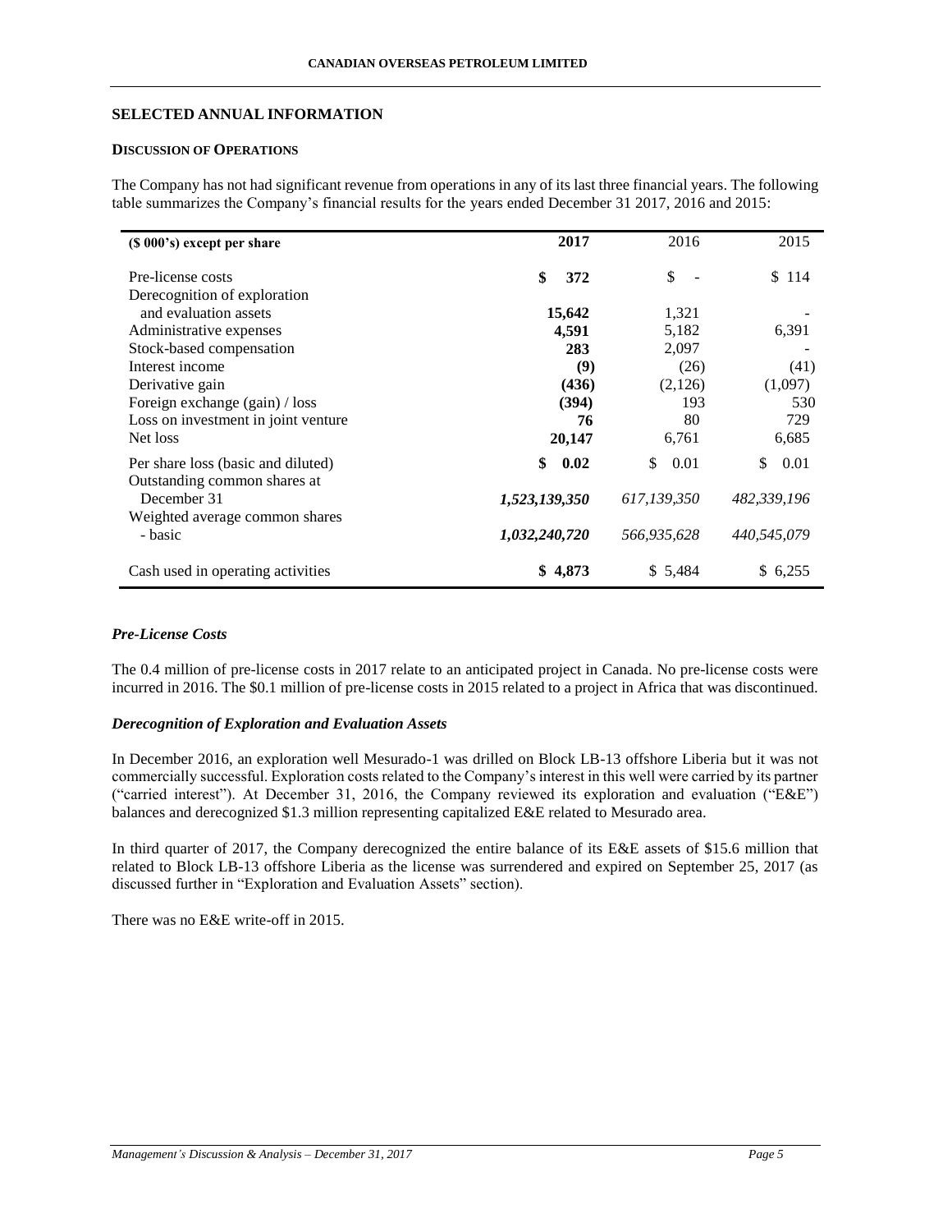## SELECTED ANNUAL INFORMATION

### DISCUSSION OF OPERATIONS

The Company has not had significant revenue from operations in any of its last three financial years. The following table summarizes the Company's financial results for the years ended December 31 2017, 2016 and 2015:

| ($ 000's) except per share | 2017 | 2016 | 2015 |
|---|---|---|---|
| Pre-license costs | **$ 372** | $ - | $ 114 |
| Derecognition of exploration and evaluation assets | **15,642** | 1,321 | - |
| Administrative expenses | **4,591** | 5,182 | 6,391 |
| Stock-based compensation | **283** | 2,097 | - |
| Interest income | **(9)** | (26) | (41) |
| Derivative gain | **(436)** | (2,126) | (1,097) |
| Foreign exchange (gain) / loss | **(394)** | 193 | 530 |
| Loss on investment in joint venture | **76** | 80 | 729 |
| Net loss | **20,147** | 6,761 | 6,685 |
| Per share loss (basic and diluted) | **$ 0.02** | $ 0.01 | $ 0.01 |
| Outstanding common shares at December 31 | ***1,523,139,350*** | *617,139,350* | *482,339,196* |
| Weighted average common shares - basic | ***1,032,240,720*** | *566,935,628* | *440,545,079* |
| Cash used in operating activities | **$ 4,873** | $ 5,484 | $ 6,255 |

### *Pre-License Costs*

The 0.4 million of pre-license costs in 2017 relate to an anticipated project in Canada. No pre-license costs were incurred in 2016. The $0.1 million of pre-license costs in 2015 related to a project in Africa that was discontinued.

### *Derecognition of Exploration and Evaluation Assets*

In December 2016, an exploration well Mesurado-1 was drilled on Block LB-13 offshore Liberia but it was not commercially successful. Exploration costs related to the Company's interest in this well were carried by its partner ("carried interest"). At December 31, 2016, the Company reviewed its exploration and evaluation ("E&E") balances and derecognized $1.3 million representing capitalized E&E related to Mesurado area.

In third quarter of 2017, the Company derecognized the entire balance of its E&E assets of $15.6 million that related to Block LB-13 offshore Liberia as the license was surrendered and expired on September 25, 2017 (as discussed further in "Exploration and Evaluation Assets" section).

There was no E&E write-off in 2015.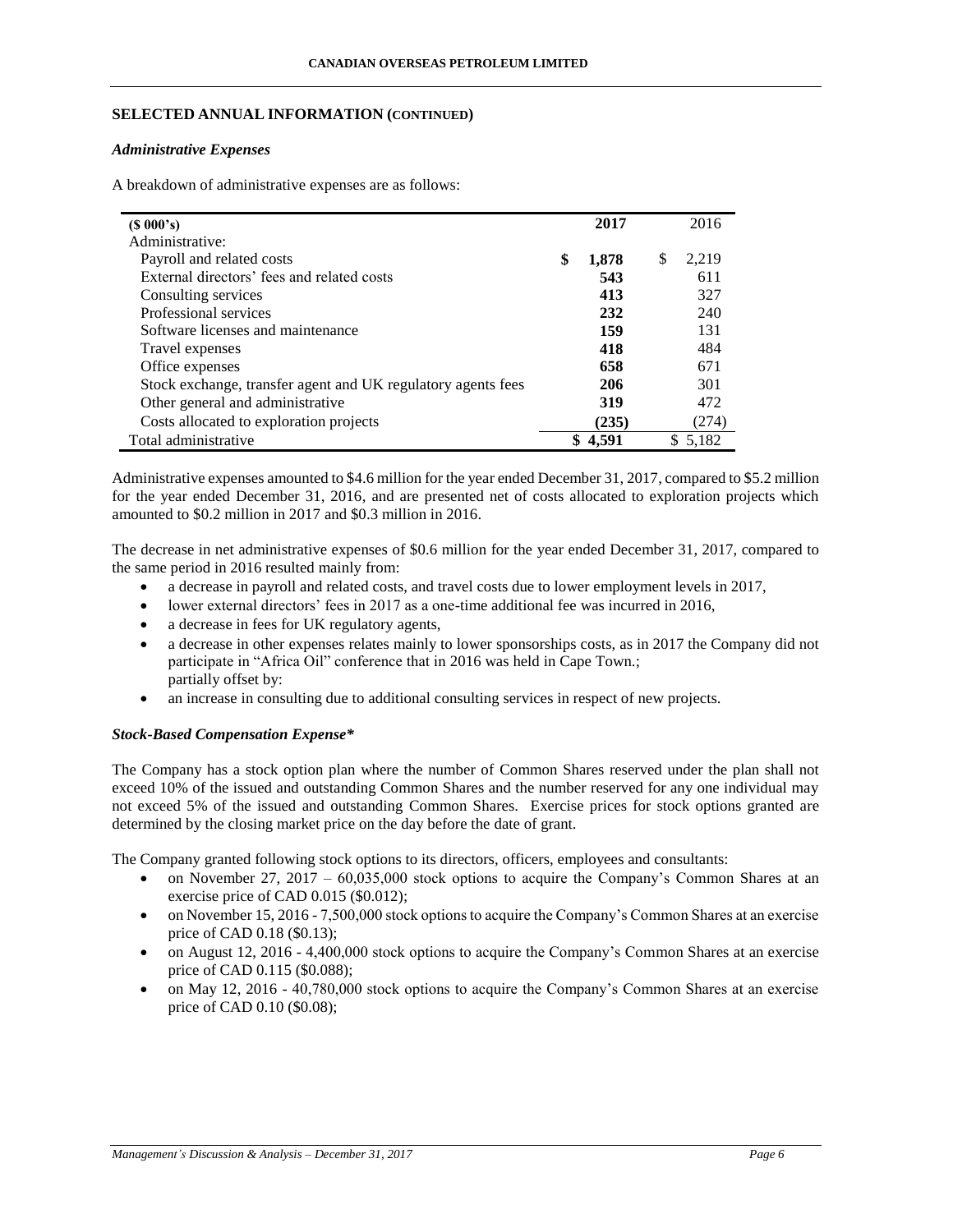## SELECTED ANNUAL INFORMATION (CONTINUED)

### *Administrative Expenses*

A breakdown of administrative expenses are as follows:

| ($ 000's) | 2017 | 2016 |
|---|---|---|
| Administrative: | | |
| Payroll and related costs | **$ 1,878** | $ 2,219 |
| External directors' fees and related costs | **543** | 611 |
| Consulting services | **413** | 327 |
| Professional services | **232** | 240 |
| Software licenses and maintenance | **159** | 131 |
| Travel expenses | **418** | 484 |
| Office expenses | **658** | 671 |
| Stock exchange, transfer agent and UK regulatory agents fees | **206** | 301 |
| Other general and administrative | **319** | 472 |
| Costs allocated to exploration projects | **(235)** | (274) |
| Total administrative | **$ 4,591** | $ 5,182 |

Administrative expenses amounted to $4.6 million for the year ended December 31, 2017, compared to $5.2 million for the year ended December 31, 2016, and are presented net of costs allocated to exploration projects which amounted to $0.2 million in 2017 and $0.3 million in 2016.

The decrease in net administrative expenses of $0.6 million for the year ended December 31, 2017, compared to the same period in 2016 resulted mainly from:

- a decrease in payroll and related costs, and travel costs due to lower employment levels in 2017,
- lower external directors' fees in 2017 as a one-time additional fee was incurred in 2016,
- a decrease in fees for UK regulatory agents,
- a decrease in other expenses relates mainly to lower sponsorships costs, as in 2017 the Company did not participate in "Africa Oil" conference that in 2016 was held in Cape Town.;
  partially offset by:
- an increase in consulting due to additional consulting services in respect of new projects.

### *Stock-Based Compensation Expense**

The Company has a stock option plan where the number of Common Shares reserved under the plan shall not exceed 10% of the issued and outstanding Common Shares and the number reserved for any one individual may not exceed 5% of the issued and outstanding Common Shares. Exercise prices for stock options granted are determined by the closing market price on the day before the date of grant.

The Company granted following stock options to its directors, officers, employees and consultants:

- on November 27, 2017 – 60,035,000 stock options to acquire the Company's Common Shares at an exercise price of CAD 0.015 ($0.012);
- on November 15, 2016 - 7,500,000 stock options to acquire the Company's Common Shares at an exercise price of CAD 0.18 ($0.13);
- on August 12, 2016 - 4,400,000 stock options to acquire the Company's Common Shares at an exercise price of CAD 0.115 ($0.088);
- on May 12, 2016 - 40,780,000 stock options to acquire the Company's Common Shares at an exercise price of CAD 0.10 ($0.08);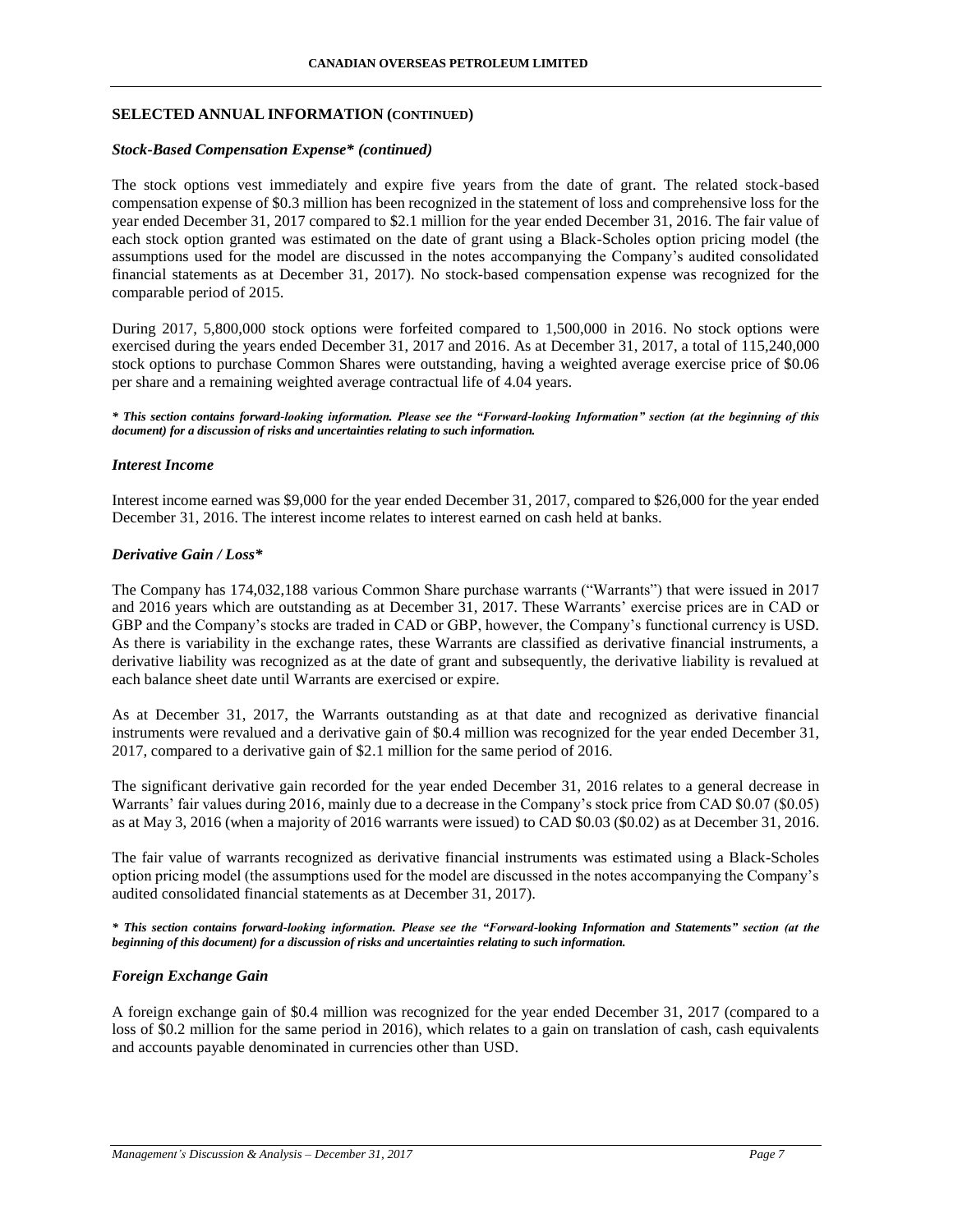## SELECTED ANNUAL INFORMATION (CONTINUED)

### *Stock-Based Compensation Expense\* (continued)*

The stock options vest immediately and expire five years from the date of grant. The related stock-based compensation expense of $0.3 million has been recognized in the statement of loss and comprehensive loss for the year ended December 31, 2017 compared to $2.1 million for the year ended December 31, 2016. The fair value of each stock option granted was estimated on the date of grant using a Black-Scholes option pricing model (the assumptions used for the model are discussed in the notes accompanying the Company's audited consolidated financial statements as at December 31, 2017). No stock-based compensation expense was recognized for the comparable period of 2015.

During 2017, 5,800,000 stock options were forfeited compared to 1,500,000 in 2016. No stock options were exercised during the years ended December 31, 2017 and 2016. As at December 31, 2017, a total of 115,240,000 stock options to purchase Common Shares were outstanding, having a weighted average exercise price of $0.06 per share and a remaining weighted average contractual life of 4.04 years.

***\* This section contains forward-looking information. Please see the "Forward-looking Information" section (at the beginning of this document) for a discussion of risks and uncertainties relating to such information.***

### *Interest Income*

Interest income earned was $9,000 for the year ended December 31, 2017, compared to $26,000 for the year ended December 31, 2016. The interest income relates to interest earned on cash held at banks.

### *Derivative Gain / Loss\**

The Company has 174,032,188 various Common Share purchase warrants ("Warrants") that were issued in 2017 and 2016 years which are outstanding as at December 31, 2017. These Warrants' exercise prices are in CAD or GBP and the Company's stocks are traded in CAD or GBP, however, the Company's functional currency is USD. As there is variability in the exchange rates, these Warrants are classified as derivative financial instruments, a derivative liability was recognized as at the date of grant and subsequently, the derivative liability is revalued at each balance sheet date until Warrants are exercised or expire.

As at December 31, 2017, the Warrants outstanding as at that date and recognized as derivative financial instruments were revalued and a derivative gain of $0.4 million was recognized for the year ended December 31, 2017, compared to a derivative gain of $2.1 million for the same period of 2016.

The significant derivative gain recorded for the year ended December 31, 2016 relates to a general decrease in Warrants' fair values during 2016, mainly due to a decrease in the Company's stock price from CAD $0.07 ($0.05) as at May 3, 2016 (when a majority of 2016 warrants were issued) to CAD $0.03 ($0.02) as at December 31, 2016.

The fair value of warrants recognized as derivative financial instruments was estimated using a Black-Scholes option pricing model (the assumptions used for the model are discussed in the notes accompanying the Company's audited consolidated financial statements as at December 31, 2017).

***\* This section contains forward-looking information. Please see the "Forward-looking Information and Statements" section (at the beginning of this document) for a discussion of risks and uncertainties relating to such information.***

### *Foreign Exchange Gain*

A foreign exchange gain of $0.4 million was recognized for the year ended December 31, 2017 (compared to a loss of $0.2 million for the same period in 2016), which relates to a gain on translation of cash, cash equivalents and accounts payable denominated in currencies other than USD.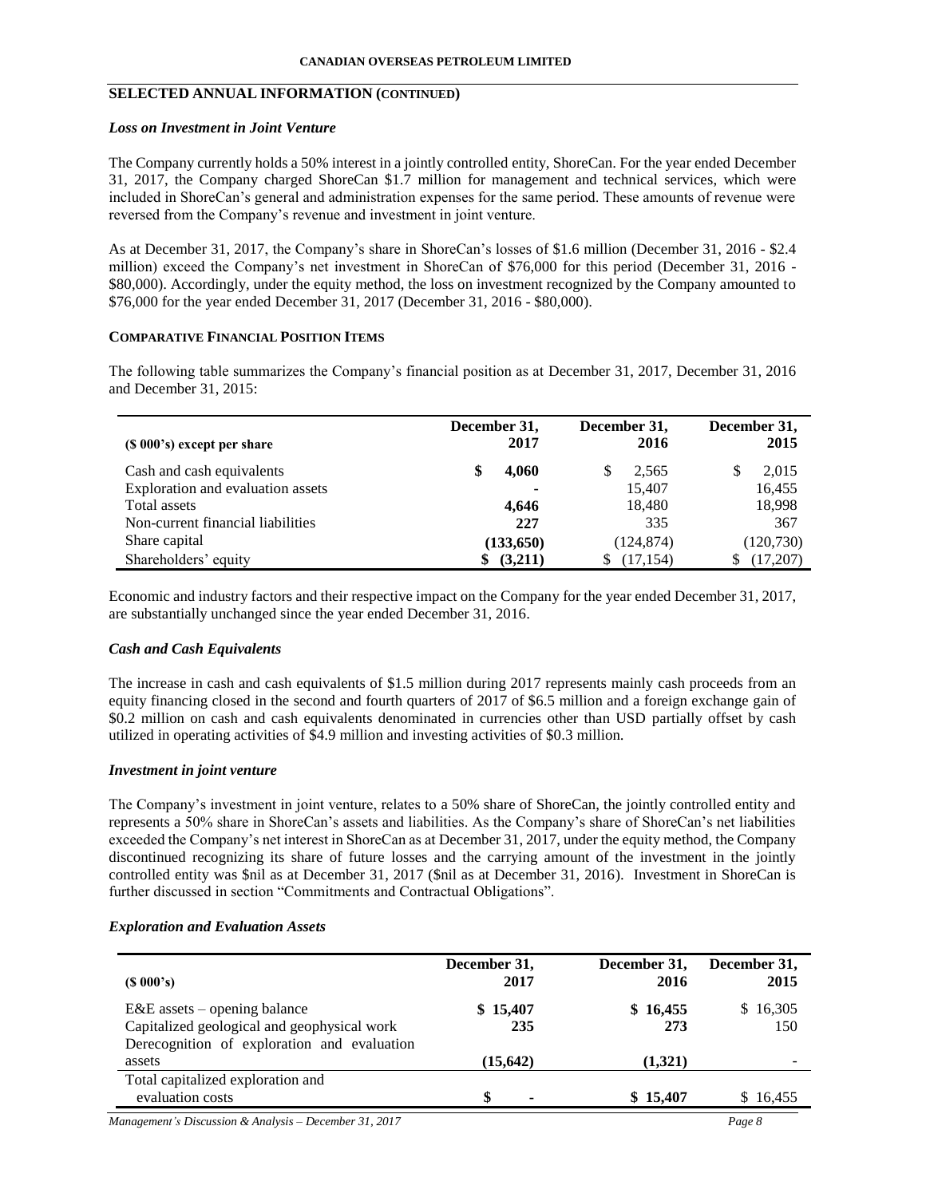## SELECTED ANNUAL INFORMATION (CONTINUED)

### *Loss on Investment in Joint Venture*

The Company currently holds a 50% interest in a jointly controlled entity, ShoreCan. For the year ended December 31, 2017, the Company charged ShoreCan $1.7 million for management and technical services, which were included in ShoreCan's general and administration expenses for the same period. These amounts of revenue were reversed from the Company's revenue and investment in joint venture.

As at December 31, 2017, the Company's share in ShoreCan's losses of $1.6 million (December 31, 2016 - $2.4 million) exceed the Company's net investment in ShoreCan of $76,000 for this period (December 31, 2016 - $80,000). Accordingly, under the equity method, the loss on investment recognized by the Company amounted to $76,000 for the year ended December 31, 2017 (December 31, 2016 - $80,000).

### COMPARATIVE FINANCIAL POSITION ITEMS

The following table summarizes the Company's financial position as at December 31, 2017, December 31, 2016 and December 31, 2015:

| ($ 000's) except per share | December 31, 2017 | December 31, 2016 | December 31, 2015 |
|---|---|---|---|
| Cash and cash equivalents | **$ 4,060** | $ 2,565 | $ 2,015 |
| Exploration and evaluation assets | **-** | 15,407 | 16,455 |
| Total assets | **4,646** | 18,480 | 18,998 |
| Non-current financial liabilities | **227** | 335 | 367 |
| Share capital | **(133,650)** | (124,874) | (120,730) |
| Shareholders' equity | **$ (3,211)** | $ (17,154) | $ (17,207) |

Economic and industry factors and their respective impact on the Company for the year ended December 31, 2017, are substantially unchanged since the year ended December 31, 2016.

### *Cash and Cash Equivalents*

The increase in cash and cash equivalents of $1.5 million during 2017 represents mainly cash proceeds from an equity financing closed in the second and fourth quarters of 2017 of $6.5 million and a foreign exchange gain of $0.2 million on cash and cash equivalents denominated in currencies other than USD partially offset by cash utilized in operating activities of $4.9 million and investing activities of $0.3 million.

### *Investment in joint venture*

The Company's investment in joint venture, relates to a 50% share of ShoreCan, the jointly controlled entity and represents a 50% share in ShoreCan's assets and liabilities. As the Company's share of ShoreCan's net liabilities exceeded the Company's net interest in ShoreCan as at December 31, 2017, under the equity method, the Company discontinued recognizing its share of future losses and the carrying amount of the investment in the jointly controlled entity was $nil as at December 31, 2017 ($nil as at December 31, 2016). Investment in ShoreCan is further discussed in section "Commitments and Contractual Obligations".

### *Exploration and Evaluation Assets*

| ($ 000's) | December 31, 2017 | December 31, 2016 | December 31, 2015 |
|---|---|---|---|
| E&E assets – opening balance | **$ 15,407** | **$ 16,455** | $ 16,305 |
| Capitalized geological and geophysical work | **235** | **273** | 150 |
| Derecognition of exploration and evaluation assets | **(15,642)** | **(1,321)** | - |
| Total capitalized exploration and evaluation costs | **$ -** | **$ 15,407** | $ 16,455 |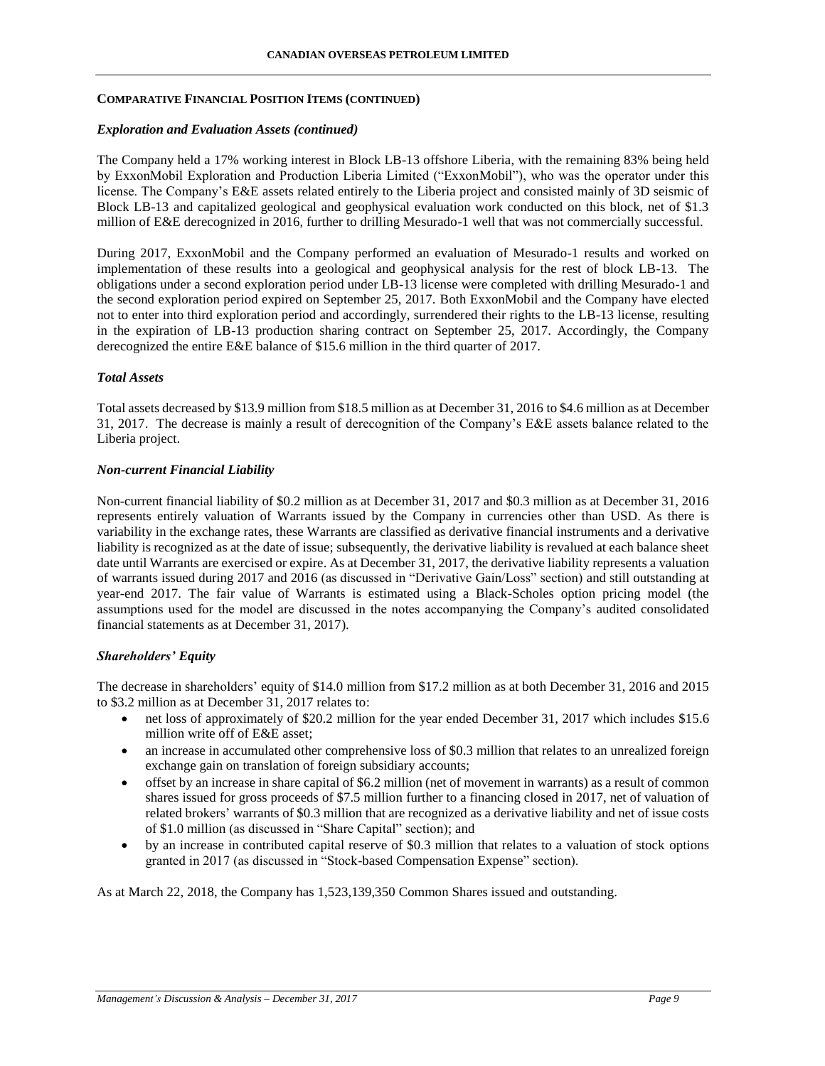## COMPARATIVE FINANCIAL POSITION ITEMS (CONTINUED)

### *Exploration and Evaluation Assets (continued)*

The Company held a 17% working interest in Block LB-13 offshore Liberia, with the remaining 83% being held by ExxonMobil Exploration and Production Liberia Limited ("ExxonMobil"), who was the operator under this license. The Company's E&E assets related entirely to the Liberia project and consisted mainly of 3D seismic of Block LB-13 and capitalized geological and geophysical evaluation work conducted on this block, net of $1.3 million of E&E derecognized in 2016, further to drilling Mesurado-1 well that was not commercially successful.

During 2017, ExxonMobil and the Company performed an evaluation of Mesurado-1 results and worked on implementation of these results into a geological and geophysical analysis for the rest of block LB-13. The obligations under a second exploration period under LB-13 license were completed with drilling Mesurado-1 and the second exploration period expired on September 25, 2017. Both ExxonMobil and the Company have elected not to enter into third exploration period and accordingly, surrendered their rights to the LB-13 license, resulting in the expiration of LB-13 production sharing contract on September 25, 2017. Accordingly, the Company derecognized the entire E&E balance of $15.6 million in the third quarter of 2017.

### *Total Assets*

Total assets decreased by $13.9 million from $18.5 million as at December 31, 2016 to $4.6 million as at December 31, 2017. The decrease is mainly a result of derecognition of the Company's E&E assets balance related to the Liberia project.

### *Non-current Financial Liability*

Non-current financial liability of $0.2 million as at December 31, 2017 and $0.3 million as at December 31, 2016 represents entirely valuation of Warrants issued by the Company in currencies other than USD. As there is variability in the exchange rates, these Warrants are classified as derivative financial instruments and a derivative liability is recognized as at the date of issue; subsequently, the derivative liability is revalued at each balance sheet date until Warrants are exercised or expire. As at December 31, 2017, the derivative liability represents a valuation of warrants issued during 2017 and 2016 (as discussed in "Derivative Gain/Loss" section) and still outstanding at year-end 2017. The fair value of Warrants is estimated using a Black-Scholes option pricing model (the assumptions used for the model are discussed in the notes accompanying the Company's audited consolidated financial statements as at December 31, 2017).

### *Shareholders' Equity*

The decrease in shareholders' equity of $14.0 million from $17.2 million as at both December 31, 2016 and 2015 to $3.2 million as at December 31, 2017 relates to:

- net loss of approximately of $20.2 million for the year ended December 31, 2017 which includes $15.6 million write off of E&E asset;
- an increase in accumulated other comprehensive loss of $0.3 million that relates to an unrealized foreign exchange gain on translation of foreign subsidiary accounts;
- offset by an increase in share capital of $6.2 million (net of movement in warrants) as a result of common shares issued for gross proceeds of $7.5 million further to a financing closed in 2017, net of valuation of related brokers' warrants of $0.3 million that are recognized as a derivative liability and net of issue costs of $1.0 million (as discussed in "Share Capital" section); and
- by an increase in contributed capital reserve of $0.3 million that relates to a valuation of stock options granted in 2017 (as discussed in "Stock-based Compensation Expense" section).

As at March 22, 2018, the Company has 1,523,139,350 Common Shares issued and outstanding.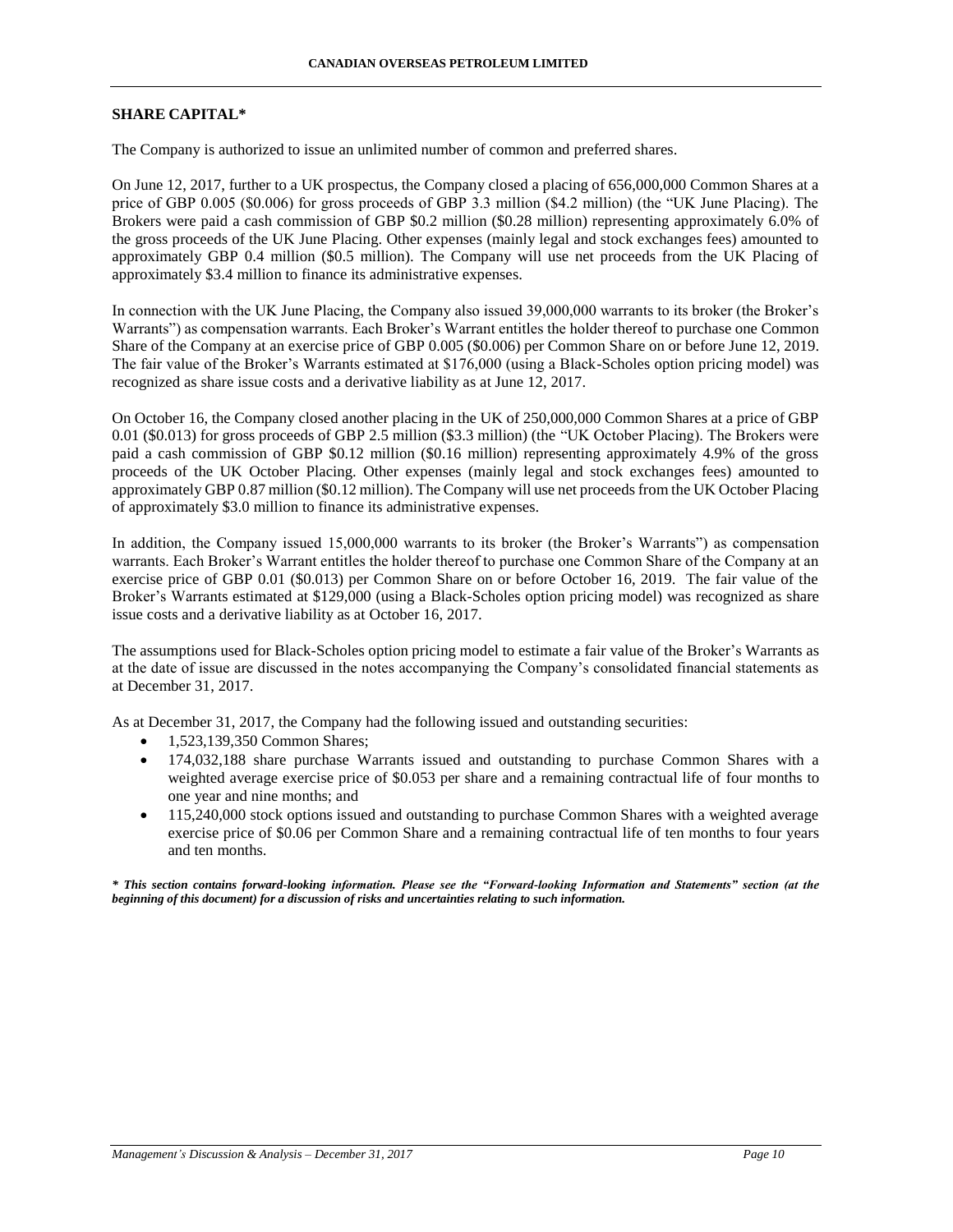## SHARE CAPITAL*

The Company is authorized to issue an unlimited number of common and preferred shares.

On June 12, 2017, further to a UK prospectus, the Company closed a placing of 656,000,000 Common Shares at a price of GBP 0.005 ($0.006) for gross proceeds of GBP 3.3 million ($4.2 million) (the "UK June Placing). The Brokers were paid a cash commission of GBP $0.2 million ($0.28 million) representing approximately 6.0% of the gross proceeds of the UK June Placing. Other expenses (mainly legal and stock exchanges fees) amounted to approximately GBP 0.4 million ($0.5 million). The Company will use net proceeds from the UK Placing of approximately $3.4 million to finance its administrative expenses.

In connection with the UK June Placing, the Company also issued 39,000,000 warrants to its broker (the Broker's Warrants") as compensation warrants. Each Broker's Warrant entitles the holder thereof to purchase one Common Share of the Company at an exercise price of GBP 0.005 ($0.006) per Common Share on or before June 12, 2019. The fair value of the Broker's Warrants estimated at $176,000 (using a Black-Scholes option pricing model) was recognized as share issue costs and a derivative liability as at June 12, 2017.

On October 16, the Company closed another placing in the UK of 250,000,000 Common Shares at a price of GBP 0.01 ($0.013) for gross proceeds of GBP 2.5 million ($3.3 million) (the "UK October Placing). The Brokers were paid a cash commission of GBP $0.12 million ($0.16 million) representing approximately 4.9% of the gross proceeds of the UK October Placing. Other expenses (mainly legal and stock exchanges fees) amounted to approximately GBP 0.87 million ($0.12 million). The Company will use net proceeds from the UK October Placing of approximately $3.0 million to finance its administrative expenses.

In addition, the Company issued 15,000,000 warrants to its broker (the Broker's Warrants") as compensation warrants. Each Broker's Warrant entitles the holder thereof to purchase one Common Share of the Company at an exercise price of GBP 0.01 ($0.013) per Common Share on or before October 16, 2019. The fair value of the Broker's Warrants estimated at $129,000 (using a Black-Scholes option pricing model) was recognized as share issue costs and a derivative liability as at October 16, 2017.

The assumptions used for Black-Scholes option pricing model to estimate a fair value of the Broker's Warrants as at the date of issue are discussed in the notes accompanying the Company's consolidated financial statements as at December 31, 2017.

As at December 31, 2017, the Company had the following issued and outstanding securities:

- 1,523,139,350 Common Shares;
- 174,032,188 share purchase Warrants issued and outstanding to purchase Common Shares with a weighted average exercise price of $0.053 per share and a remaining contractual life of four months to one year and nine months; and
- 115,240,000 stock options issued and outstanding to purchase Common Shares with a weighted average exercise price of $0.06 per Common Share and a remaining contractual life of ten months to four years and ten months.

***\* This section contains forward-looking information. Please see the "Forward-looking Information and Statements" section (at the beginning of this document) for a discussion of risks and uncertainties relating to such information.***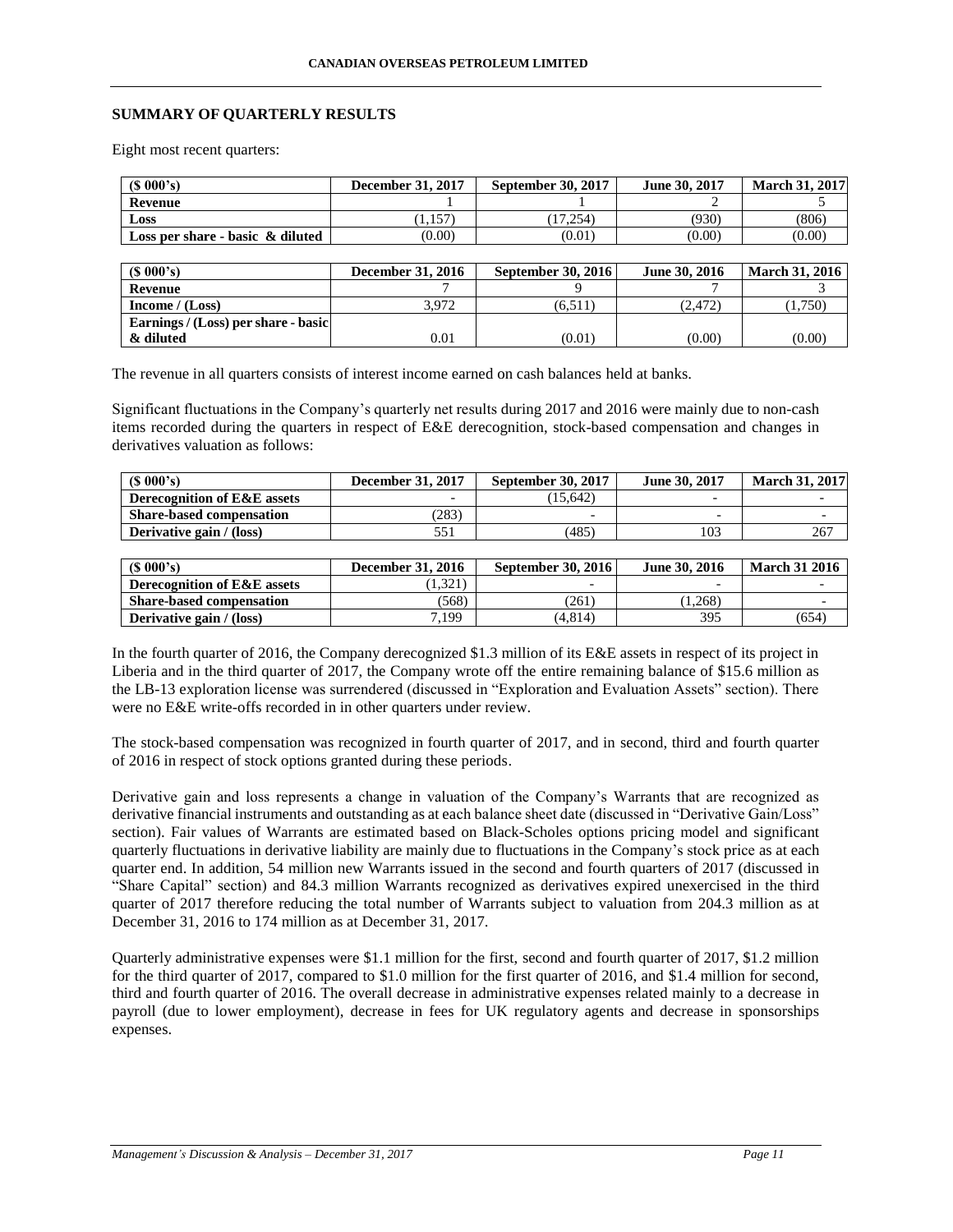## SUMMARY OF QUARTERLY RESULTS

Eight most recent quarters:

| ($ 000's) | December 31, 2017 | September 30, 2017 | June 30, 2017 | March 31, 2017 |
|---|---|---|---|---|
| **Revenue** | 1 | 1 | 2 | 5 |
| **Loss** | (1,157) | (17,254) | (930) | (806) |
| **Loss per share - basic & diluted** | (0.00) | (0.01) | (0.00) | (0.00) |

| ($ 000's) | December 31, 2016 | September 30, 2016 | June 30, 2016 | March 31, 2016 |
|---|---|---|---|---|
| **Revenue** | 7 | 9 | 7 | 3 |
| **Income / (Loss)** | 3,972 | (6,511) | (2,472) | (1,750) |
| **Earnings / (Loss) per share - basic & diluted** | 0.01 | (0.01) | (0.00) | (0.00) |

The revenue in all quarters consists of interest income earned on cash balances held at banks.

Significant fluctuations in the Company's quarterly net results during 2017 and 2016 were mainly due to non-cash items recorded during the quarters in respect of E&E derecognition, stock-based compensation and changes in derivatives valuation as follows:

| ($ 000's) | December 31, 2017 | September 30, 2017 | June 30, 2017 | March 31, 2017 |
|---|---|---|---|---|
| **Derecognition of E&E assets** | - | (15,642) | - | - |
| **Share-based compensation** | (283) | - | - | - |
| **Derivative gain / (loss)** | 551 | (485) | 103 | 267 |

| ($ 000's) | December 31, 2016 | September 30, 2016 | June 30, 2016 | March 31 2016 |
|---|---|---|---|---|
| **Derecognition of E&E assets** | (1,321) | - | - | - |
| **Share-based compensation** | (568) | (261) | (1,268) | - |
| **Derivative gain / (loss)** | 7,199 | (4,814) | 395 | (654) |

In the fourth quarter of 2016, the Company derecognized $1.3 million of its E&E assets in respect of its project in Liberia and in the third quarter of 2017, the Company wrote off the entire remaining balance of $15.6 million as the LB-13 exploration license was surrendered (discussed in "Exploration and Evaluation Assets" section). There were no E&E write-offs recorded in in other quarters under review.

The stock-based compensation was recognized in fourth quarter of 2017, and in second, third and fourth quarter of 2016 in respect of stock options granted during these periods.

Derivative gain and loss represents a change in valuation of the Company's Warrants that are recognized as derivative financial instruments and outstanding as at each balance sheet date (discussed in "Derivative Gain/Loss" section). Fair values of Warrants are estimated based on Black-Scholes options pricing model and significant quarterly fluctuations in derivative liability are mainly due to fluctuations in the Company's stock price as at each quarter end. In addition, 54 million new Warrants issued in the second and fourth quarters of 2017 (discussed in "Share Capital" section) and 84.3 million Warrants recognized as derivatives expired unexercised in the third quarter of 2017 therefore reducing the total number of Warrants subject to valuation from 204.3 million as at December 31, 2016 to 174 million as at December 31, 2017.

Quarterly administrative expenses were $1.1 million for the first, second and fourth quarter of 2017, $1.2 million for the third quarter of 2017, compared to $1.0 million for the first quarter of 2016, and $1.4 million for second, third and fourth quarter of 2016. The overall decrease in administrative expenses related mainly to a decrease in payroll (due to lower employment), decrease in fees for UK regulatory agents and decrease in sponsorships expenses.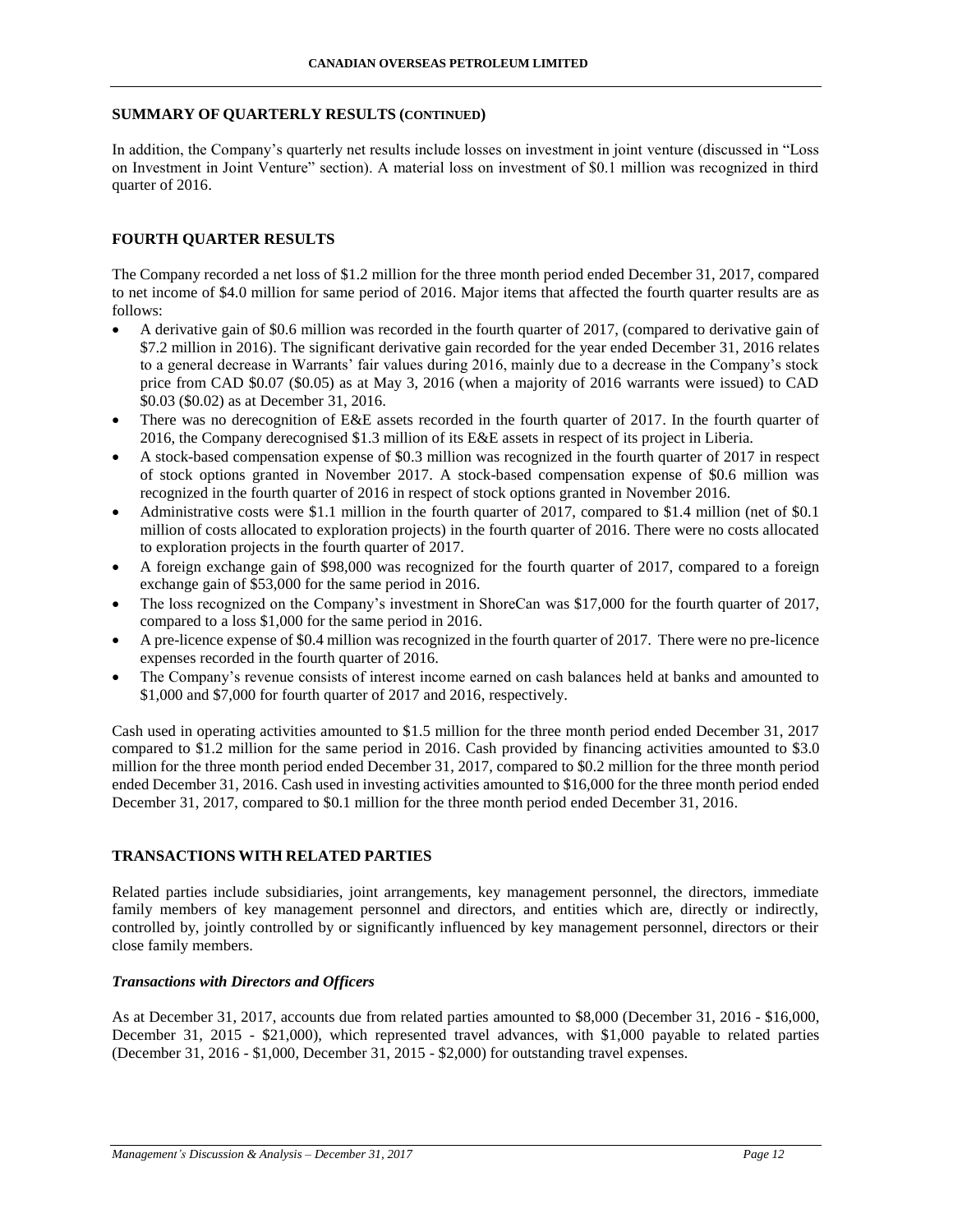## SUMMARY OF QUARTERLY RESULTS (CONTINUED)

In addition, the Company's quarterly net results include losses on investment in joint venture (discussed in "Loss on Investment in Joint Venture" section). A material loss on investment of $0.1 million was recognized in third quarter of 2016.

## FOURTH QUARTER RESULTS

The Company recorded a net loss of $1.2 million for the three month period ended December 31, 2017, compared to net income of $4.0 million for same period of 2016. Major items that affected the fourth quarter results are as follows:

- A derivative gain of $0.6 million was recorded in the fourth quarter of 2017, (compared to derivative gain of $7.2 million in 2016). The significant derivative gain recorded for the year ended December 31, 2016 relates to a general decrease in Warrants' fair values during 2016, mainly due to a decrease in the Company's stock price from CAD $0.07 ($0.05) as at May 3, 2016 (when a majority of 2016 warrants were issued) to CAD $0.03 ($0.02) as at December 31, 2016.
- There was no derecognition of E&E assets recorded in the fourth quarter of 2017. In the fourth quarter of 2016, the Company derecognised $1.3 million of its E&E assets in respect of its project in Liberia.
- A stock-based compensation expense of $0.3 million was recognized in the fourth quarter of 2017 in respect of stock options granted in November 2017. A stock-based compensation expense of $0.6 million was recognized in the fourth quarter of 2016 in respect of stock options granted in November 2016.
- Administrative costs were $1.1 million in the fourth quarter of 2017, compared to $1.4 million (net of $0.1 million of costs allocated to exploration projects) in the fourth quarter of 2016. There were no costs allocated to exploration projects in the fourth quarter of 2017.
- A foreign exchange gain of $98,000 was recognized for the fourth quarter of 2017, compared to a foreign exchange gain of $53,000 for the same period in 2016.
- The loss recognized on the Company's investment in ShoreCan was $17,000 for the fourth quarter of 2017, compared to a loss $1,000 for the same period in 2016.
- A pre-licence expense of $0.4 million was recognized in the fourth quarter of 2017. There were no pre-licence expenses recorded in the fourth quarter of 2016.
- The Company's revenue consists of interest income earned on cash balances held at banks and amounted to $1,000 and $7,000 for fourth quarter of 2017 and 2016, respectively.

Cash used in operating activities amounted to $1.5 million for the three month period ended December 31, 2017 compared to $1.2 million for the same period in 2016. Cash provided by financing activities amounted to $3.0 million for the three month period ended December 31, 2017, compared to $0.2 million for the three month period ended December 31, 2016. Cash used in investing activities amounted to $16,000 for the three month period ended December 31, 2017, compared to $0.1 million for the three month period ended December 31, 2016.

## TRANSACTIONS WITH RELATED PARTIES

Related parties include subsidiaries, joint arrangements, key management personnel, the directors, immediate family members of key management personnel and directors, and entities which are, directly or indirectly, controlled by, jointly controlled by or significantly influenced by key management personnel, directors or their close family members.

### *Transactions with Directors and Officers*

As at December 31, 2017, accounts due from related parties amounted to $8,000 (December 31, 2016 - $16,000, December 31, 2015 - $21,000), which represented travel advances, with $1,000 payable to related parties (December 31, 2016 - $1,000, December 31, 2015 - $2,000) for outstanding travel expenses.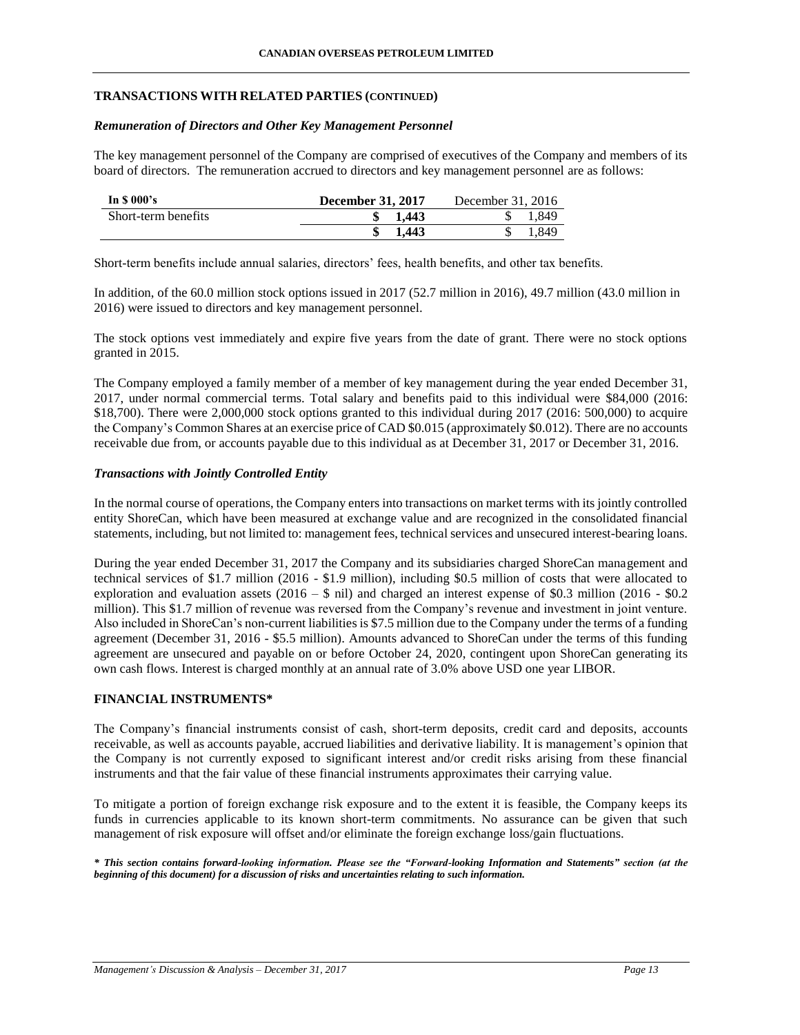## TRANSACTIONS WITH RELATED PARTIES (CONTINUED)

### *Remuneration of Directors and Other Key Management Personnel*

The key management personnel of the Company are comprised of executives of the Company and members of its board of directors. The remuneration accrued to directors and key management personnel are as follows:

| In $ 000's | December 31, 2017 | December 31, 2016 |
|---|---|---|
| Short-term benefits | **$ 1,443** | $ 1,849 |
| | **$ 1,443** | $ 1,849 |

Short-term benefits include annual salaries, directors' fees, health benefits, and other tax benefits.

In addition, of the 60.0 million stock options issued in 2017 (52.7 million in 2016), 49.7 million (43.0 million in 2016) were issued to directors and key management personnel.

The stock options vest immediately and expire five years from the date of grant. There were no stock options granted in 2015.

The Company employed a family member of a member of key management during the year ended December 31, 2017, under normal commercial terms. Total salary and benefits paid to this individual were $84,000 (2016: $18,700). There were 2,000,000 stock options granted to this individual during 2017 (2016: 500,000) to acquire the Company's Common Shares at an exercise price of CAD $0.015 (approximately $0.012). There are no accounts receivable due from, or accounts payable due to this individual as at December 31, 2017 or December 31, 2016.

### *Transactions with Jointly Controlled Entity*

In the normal course of operations, the Company enters into transactions on market terms with its jointly controlled entity ShoreCan, which have been measured at exchange value and are recognized in the consolidated financial statements, including, but not limited to: management fees, technical services and unsecured interest-bearing loans.

During the year ended December 31, 2017 the Company and its subsidiaries charged ShoreCan management and technical services of $1.7 million (2016 - $1.9 million), including $0.5 million of costs that were allocated to exploration and evaluation assets (2016 – $ nil) and charged an interest expense of $0.3 million (2016 - $0.2 million). This $1.7 million of revenue was reversed from the Company's revenue and investment in joint venture. Also included in ShoreCan's non-current liabilities is $7.5 million due to the Company under the terms of a funding agreement (December 31, 2016 - $5.5 million). Amounts advanced to ShoreCan under the terms of this funding agreement are unsecured and payable on or before October 24, 2020, contingent upon ShoreCan generating its own cash flows. Interest is charged monthly at an annual rate of 3.0% above USD one year LIBOR.

## FINANCIAL INSTRUMENTS*

The Company's financial instruments consist of cash, short-term deposits, credit card and deposits, accounts receivable, as well as accounts payable, accrued liabilities and derivative liability. It is management's opinion that the Company is not currently exposed to significant interest and/or credit risks arising from these financial instruments and that the fair value of these financial instruments approximates their carrying value.

To mitigate a portion of foreign exchange risk exposure and to the extent it is feasible, the Company keeps its funds in currencies applicable to its known short-term commitments. No assurance can be given that such management of risk exposure will offset and/or eliminate the foreign exchange loss/gain fluctuations.

***\* This section contains forward-looking information. Please see the "Forward-looking Information and Statements" section (at the beginning of this document) for a discussion of risks and uncertainties relating to such information.***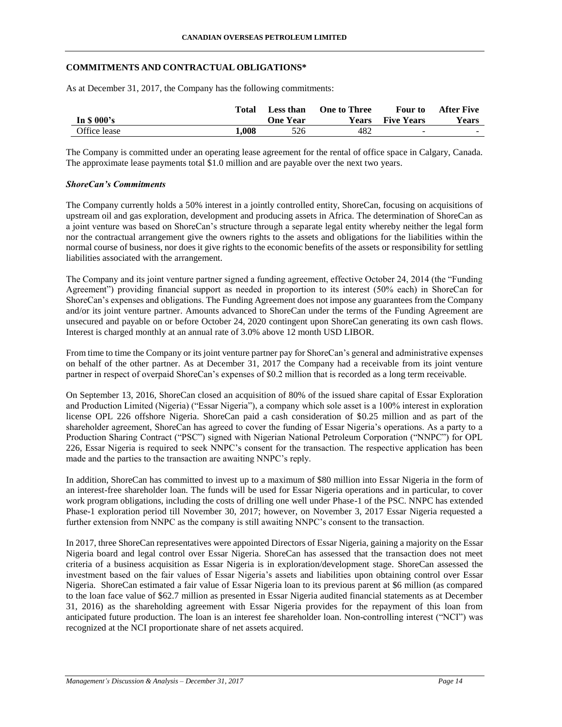## COMMITMENTS AND CONTRACTUAL OBLIGATIONS*

As at December 31, 2017, the Company has the following commitments:

| In $ 000's | Total | Less than One Year | One to Three Years | Four to Five Years | After Five Years |
|---|---|---|---|---|---|
| Office lease | **1,008** | 526 | 482 | - | - |

The Company is committed under an operating lease agreement for the rental of office space in Calgary, Canada. The approximate lease payments total $1.0 million and are payable over the next two years.

***ShoreCan's Commitments***

The Company currently holds a 50% interest in a jointly controlled entity, ShoreCan, focusing on acquisitions of upstream oil and gas exploration, development and producing assets in Africa. The determination of ShoreCan as a joint venture was based on ShoreCan's structure through a separate legal entity whereby neither the legal form nor the contractual arrangement give the owners rights to the assets and obligations for the liabilities within the normal course of business, nor does it give rights to the economic benefits of the assets or responsibility for settling liabilities associated with the arrangement.

The Company and its joint venture partner signed a funding agreement, effective October 24, 2014 (the "Funding Agreement") providing financial support as needed in proportion to its interest (50% each) in ShoreCan for ShoreCan's expenses and obligations. The Funding Agreement does not impose any guarantees from the Company and/or its joint venture partner. Amounts advanced to ShoreCan under the terms of the Funding Agreement are unsecured and payable on or before October 24, 2020 contingent upon ShoreCan generating its own cash flows. Interest is charged monthly at an annual rate of 3.0% above 12 month USD LIBOR.

From time to time the Company or its joint venture partner pay for ShoreCan's general and administrative expenses on behalf of the other partner. As at December 31, 2017 the Company had a receivable from its joint venture partner in respect of overpaid ShoreCan's expenses of $0.2 million that is recorded as a long term receivable.

On September 13, 2016, ShoreCan closed an acquisition of 80% of the issued share capital of Essar Exploration and Production Limited (Nigeria) ("Essar Nigeria"), a company which sole asset is a 100% interest in exploration license OPL 226 offshore Nigeria. ShoreCan paid a cash consideration of $0.25 million and as part of the shareholder agreement, ShoreCan has agreed to cover the funding of Essar Nigeria's operations. As a party to a Production Sharing Contract ("PSC") signed with Nigerian National Petroleum Corporation ("NNPC") for OPL 226, Essar Nigeria is required to seek NNPC's consent for the transaction. The respective application has been made and the parties to the transaction are awaiting NNPC's reply.

In addition, ShoreCan has committed to invest up to a maximum of $80 million into Essar Nigeria in the form of an interest-free shareholder loan. The funds will be used for Essar Nigeria operations and in particular, to cover work program obligations, including the costs of drilling one well under Phase-1 of the PSC. NNPC has extended Phase-1 exploration period till November 30, 2017; however, on November 3, 2017 Essar Nigeria requested a further extension from NNPC as the company is still awaiting NNPC's consent to the transaction.

In 2017, three ShoreCan representatives were appointed Directors of Essar Nigeria, gaining a majority on the Essar Nigeria board and legal control over Essar Nigeria. ShoreCan has assessed that the transaction does not meet criteria of a business acquisition as Essar Nigeria is in exploration/development stage. ShoreCan assessed the investment based on the fair values of Essar Nigeria's assets and liabilities upon obtaining control over Essar Nigeria. ShoreCan estimated a fair value of Essar Nigeria loan to its previous parent at $6 million (as compared to the loan face value of $62.7 million as presented in Essar Nigeria audited financial statements as at December 31, 2016) as the shareholding agreement with Essar Nigeria provides for the repayment of this loan from anticipated future production. The loan is an interest fee shareholder loan. Non-controlling interest ("NCI") was recognized at the NCI proportionate share of net assets acquired.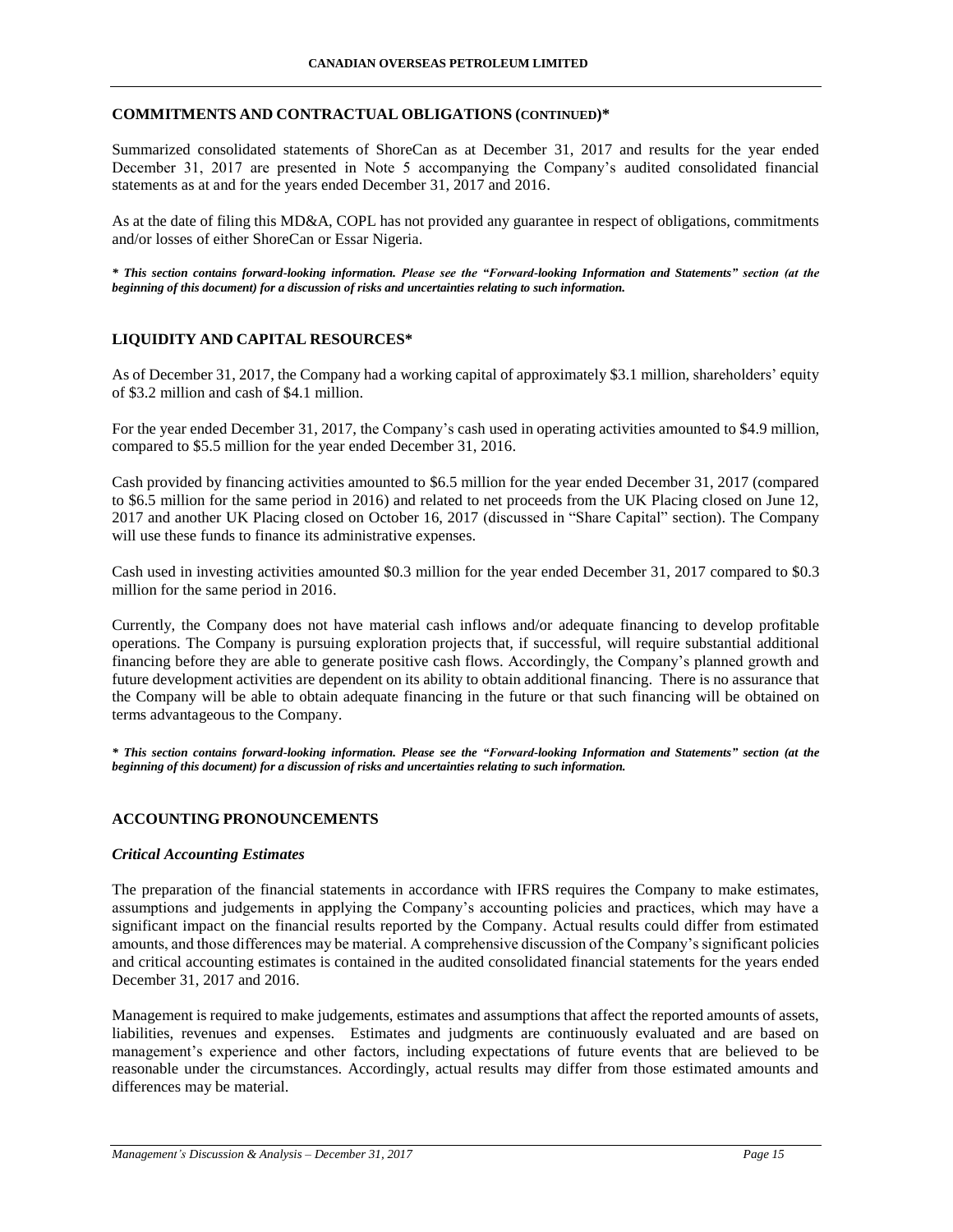## COMMITMENTS AND CONTRACTUAL OBLIGATIONS (CONTINUED)*

Summarized consolidated statements of ShoreCan as at December 31, 2017 and results for the year ended December 31, 2017 are presented in Note 5 accompanying the Company's audited consolidated financial statements as at and for the years ended December 31, 2017 and 2016.

As at the date of filing this MD&A, COPL has not provided any guarantee in respect of obligations, commitments and/or losses of either ShoreCan or Essar Nigeria.

***\* This section contains forward-looking information. Please see the "Forward-looking Information and Statements" section (at the beginning of this document) for a discussion of risks and uncertainties relating to such information.***

## LIQUIDITY AND CAPITAL RESOURCES*

As of December 31, 2017, the Company had a working capital of approximately $3.1 million, shareholders' equity of $3.2 million and cash of $4.1 million.

For the year ended December 31, 2017, the Company's cash used in operating activities amounted to $4.9 million, compared to $5.5 million for the year ended December 31, 2016.

Cash provided by financing activities amounted to $6.5 million for the year ended December 31, 2017 (compared to $6.5 million for the same period in 2016) and related to net proceeds from the UK Placing closed on June 12, 2017 and another UK Placing closed on October 16, 2017 (discussed in "Share Capital" section). The Company will use these funds to finance its administrative expenses.

Cash used in investing activities amounted $0.3 million for the year ended December 31, 2017 compared to $0.3 million for the same period in 2016.

Currently, the Company does not have material cash inflows and/or adequate financing to develop profitable operations. The Company is pursuing exploration projects that, if successful, will require substantial additional financing before they are able to generate positive cash flows. Accordingly, the Company's planned growth and future development activities are dependent on its ability to obtain additional financing. There is no assurance that the Company will be able to obtain adequate financing in the future or that such financing will be obtained on terms advantageous to the Company.

***\* This section contains forward-looking information. Please see the "Forward-looking Information and Statements" section (at the beginning of this document) for a discussion of risks and uncertainties relating to such information.***

## ACCOUNTING PRONOUNCEMENTS

### *Critical Accounting Estimates*

The preparation of the financial statements in accordance with IFRS requires the Company to make estimates, assumptions and judgements in applying the Company's accounting policies and practices, which may have a significant impact on the financial results reported by the Company. Actual results could differ from estimated amounts, and those differences may be material. A comprehensive discussion of the Company's significant policies and critical accounting estimates is contained in the audited consolidated financial statements for the years ended December 31, 2017 and 2016.

Management is required to make judgements, estimates and assumptions that affect the reported amounts of assets, liabilities, revenues and expenses. Estimates and judgments are continuously evaluated and are based on management's experience and other factors, including expectations of future events that are believed to be reasonable under the circumstances. Accordingly, actual results may differ from those estimated amounts and differences may be material.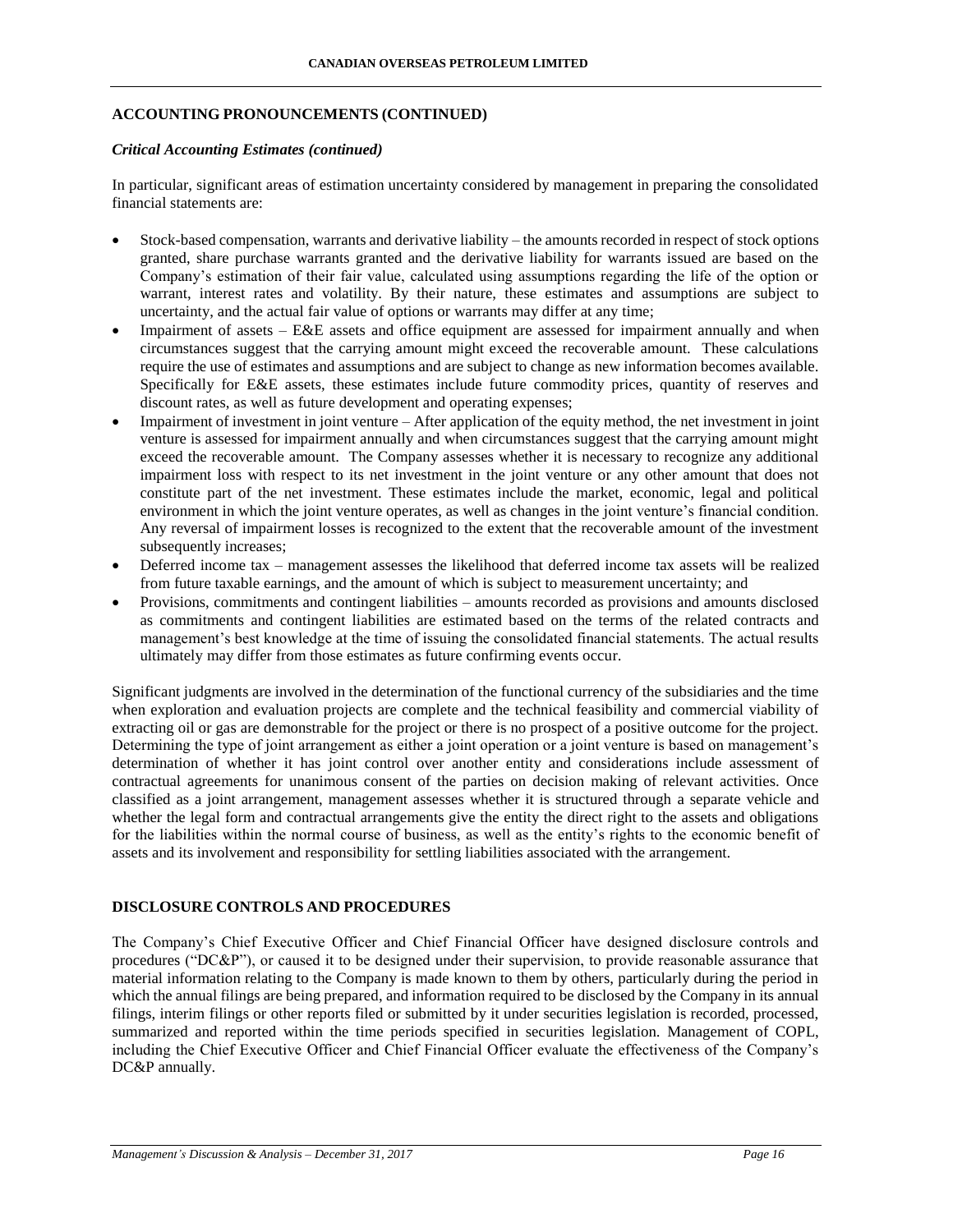## ACCOUNTING PRONOUNCEMENTS (CONTINUED)

### *Critical Accounting Estimates (continued)*

In particular, significant areas of estimation uncertainty considered by management in preparing the consolidated financial statements are:

- Stock-based compensation, warrants and derivative liability – the amounts recorded in respect of stock options granted, share purchase warrants granted and the derivative liability for warrants issued are based on the Company's estimation of their fair value, calculated using assumptions regarding the life of the option or warrant, interest rates and volatility. By their nature, these estimates and assumptions are subject to uncertainty, and the actual fair value of options or warrants may differ at any time;
- Impairment of assets – E&E assets and office equipment are assessed for impairment annually and when circumstances suggest that the carrying amount might exceed the recoverable amount. These calculations require the use of estimates and assumptions and are subject to change as new information becomes available. Specifically for E&E assets, these estimates include future commodity prices, quantity of reserves and discount rates, as well as future development and operating expenses;
- Impairment of investment in joint venture – After application of the equity method, the net investment in joint venture is assessed for impairment annually and when circumstances suggest that the carrying amount might exceed the recoverable amount. The Company assesses whether it is necessary to recognize any additional impairment loss with respect to its net investment in the joint venture or any other amount that does not constitute part of the net investment. These estimates include the market, economic, legal and political environment in which the joint venture operates, as well as changes in the joint venture's financial condition. Any reversal of impairment losses is recognized to the extent that the recoverable amount of the investment subsequently increases;
- Deferred income tax – management assesses the likelihood that deferred income tax assets will be realized from future taxable earnings, and the amount of which is subject to measurement uncertainty; and
- Provisions, commitments and contingent liabilities – amounts recorded as provisions and amounts disclosed as commitments and contingent liabilities are estimated based on the terms of the related contracts and management's best knowledge at the time of issuing the consolidated financial statements. The actual results ultimately may differ from those estimates as future confirming events occur.

Significant judgments are involved in the determination of the functional currency of the subsidiaries and the time when exploration and evaluation projects are complete and the technical feasibility and commercial viability of extracting oil or gas are demonstrable for the project or there is no prospect of a positive outcome for the project. Determining the type of joint arrangement as either a joint operation or a joint venture is based on management's determination of whether it has joint control over another entity and considerations include assessment of contractual agreements for unanimous consent of the parties on decision making of relevant activities. Once classified as a joint arrangement, management assesses whether it is structured through a separate vehicle and whether the legal form and contractual arrangements give the entity the direct right to the assets and obligations for the liabilities within the normal course of business, as well as the entity's rights to the economic benefit of assets and its involvement and responsibility for settling liabilities associated with the arrangement.

## DISCLOSURE CONTROLS AND PROCEDURES

The Company's Chief Executive Officer and Chief Financial Officer have designed disclosure controls and procedures ("DC&P"), or caused it to be designed under their supervision, to provide reasonable assurance that material information relating to the Company is made known to them by others, particularly during the period in which the annual filings are being prepared, and information required to be disclosed by the Company in its annual filings, interim filings or other reports filed or submitted by it under securities legislation is recorded, processed, summarized and reported within the time periods specified in securities legislation. Management of COPL, including the Chief Executive Officer and Chief Financial Officer evaluate the effectiveness of the Company's DC&P annually.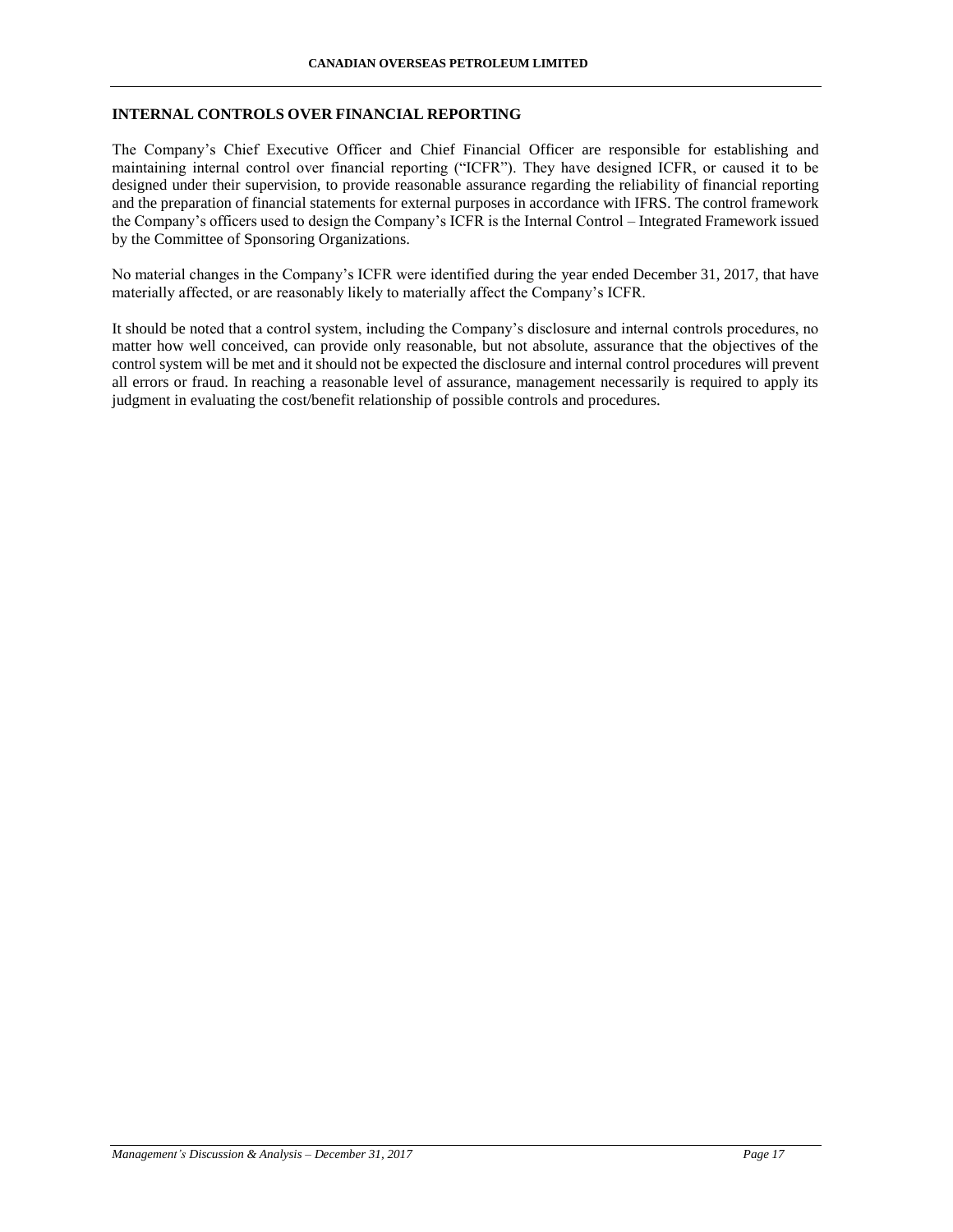## INTERNAL CONTROLS OVER FINANCIAL REPORTING

The Company's Chief Executive Officer and Chief Financial Officer are responsible for establishing and maintaining internal control over financial reporting ("ICFR"). They have designed ICFR, or caused it to be designed under their supervision, to provide reasonable assurance regarding the reliability of financial reporting and the preparation of financial statements for external purposes in accordance with IFRS. The control framework the Company's officers used to design the Company's ICFR is the Internal Control – Integrated Framework issued by the Committee of Sponsoring Organizations.

No material changes in the Company's ICFR were identified during the year ended December 31, 2017, that have materially affected, or are reasonably likely to materially affect the Company's ICFR.

It should be noted that a control system, including the Company's disclosure and internal controls procedures, no matter how well conceived, can provide only reasonable, but not absolute, assurance that the objectives of the control system will be met and it should not be expected the disclosure and internal control procedures will prevent all errors or fraud. In reaching a reasonable level of assurance, management necessarily is required to apply its judgment in evaluating the cost/benefit relationship of possible controls and procedures.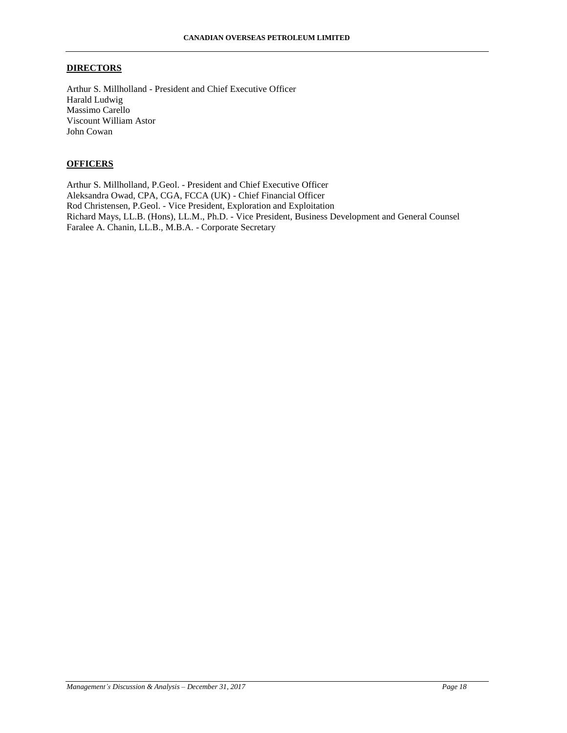## DIRECTORS

Arthur S. Millholland - President and Chief Executive Officer
Harald Ludwig
Massimo Carello
Viscount William Astor
John Cowan

## OFFICERS

Arthur S. Millholland, P.Geol. - President and Chief Executive Officer
Aleksandra Owad, CPA, CGA, FCCA (UK) - Chief Financial Officer
Rod Christensen, P.Geol. - Vice President, Exploration and Exploitation
Richard Mays, LL.B. (Hons), LL.M., Ph.D. - Vice President, Business Development and General Counsel
Faralee A. Chanin, LL.B., M.B.A. - Corporate Secretary